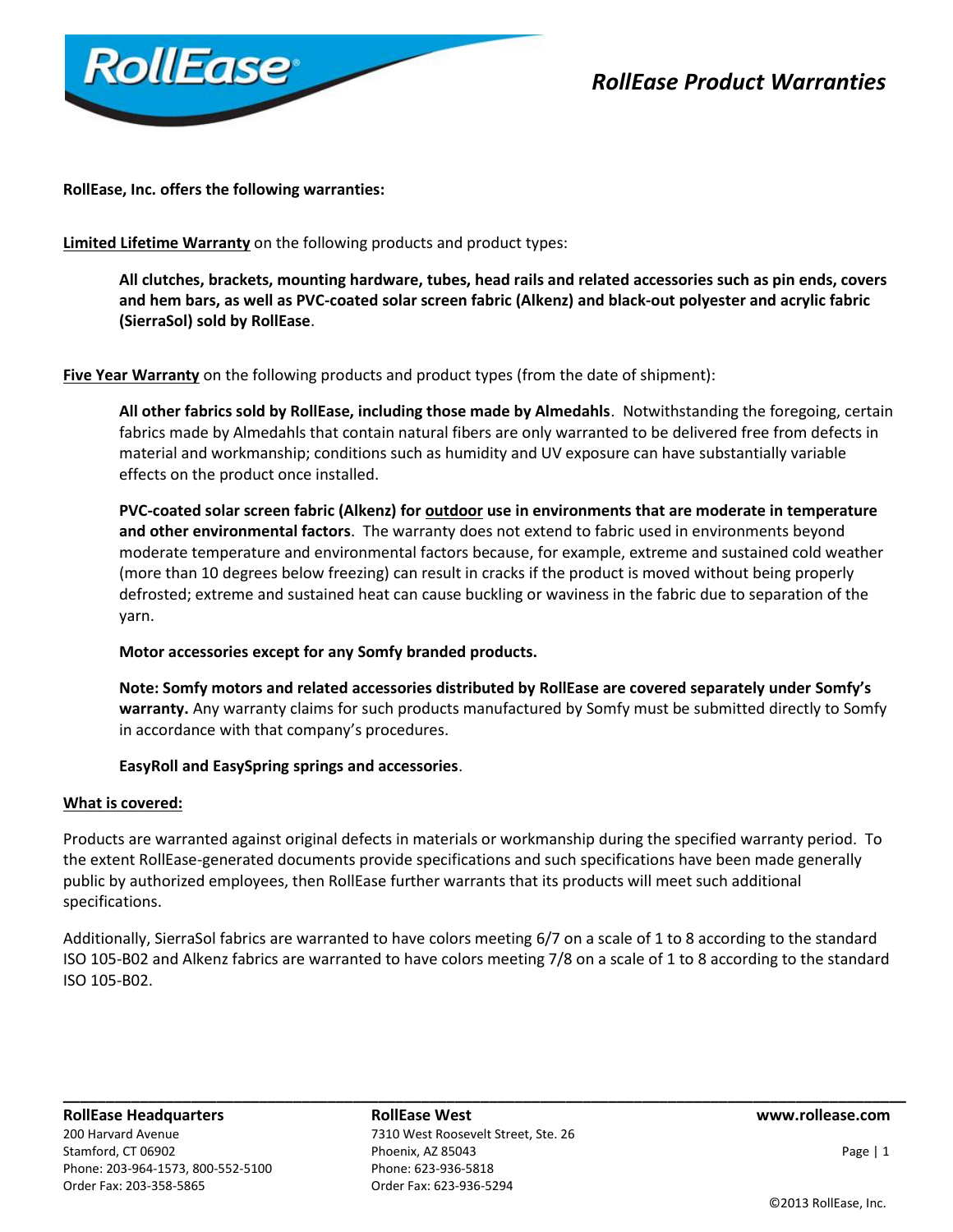# RollEase Product Warranties

**RollEase, Inc. offers the following warranties:**

**Limited Lifetime Warranty** on the following products and product types:

> **All clutches, brackets, mounting hardware, tubes, head rails and related accessories such as pin ends, covers and hem bars, as well as PVC-coated solar screen fabric (Alkenz) and black-out polyester and acrylic fabric (SierraSol) sold by RollEase**.

**Five Year Warranty** on the following products and product types (from the date of shipment):

> **All other fabrics sold by RollEase, including those made by Almedahls**. Notwithstanding the foregoing, certain fabrics made by Almedahls that contain natural fibers are only warranted to be delivered free from defects in material and workmanship; conditions such as humidity and UV exposure can have substantially variable effects on the product once installed.
>
> **PVC-coated solar screen fabric (Alkenz) for outdoor use in environments that are moderate in temperature and other environmental factors**. The warranty does not extend to fabric used in environments beyond moderate temperature and environmental factors because, for example, extreme and sustained cold weather (more than 10 degrees below freezing) can result in cracks if the product is moved without being properly defrosted; extreme and sustained heat can cause buckling or waviness in the fabric due to separation of the yarn.
>
> **Motor accessories except for any Somfy branded products.**
>
> **Note: Somfy motors and related accessories distributed by RollEase are covered separately under Somfy's warranty.** Any warranty claims for such products manufactured by Somfy must be submitted directly to Somfy in accordance with that company's procedures.
>
> **EasyRoll and EasySpring springs and accessories**.

**What is covered:**

Products are warranted against original defects in materials or workmanship during the specified warranty period. To the extent RollEase-generated documents provide specifications and such specifications have been made generally public by authorized employees, then RollEase further warrants that its products will meet such additional specifications.

Additionally, SierraSol fabrics are warranted to have colors meeting 6/7 on a scale of 1 to 8 according to the standard ISO 105-B02 and Alkenz fabrics are warranted to have colors meeting 7/8 on a scale of 1 to 8 according to the standard ISO 105-B02.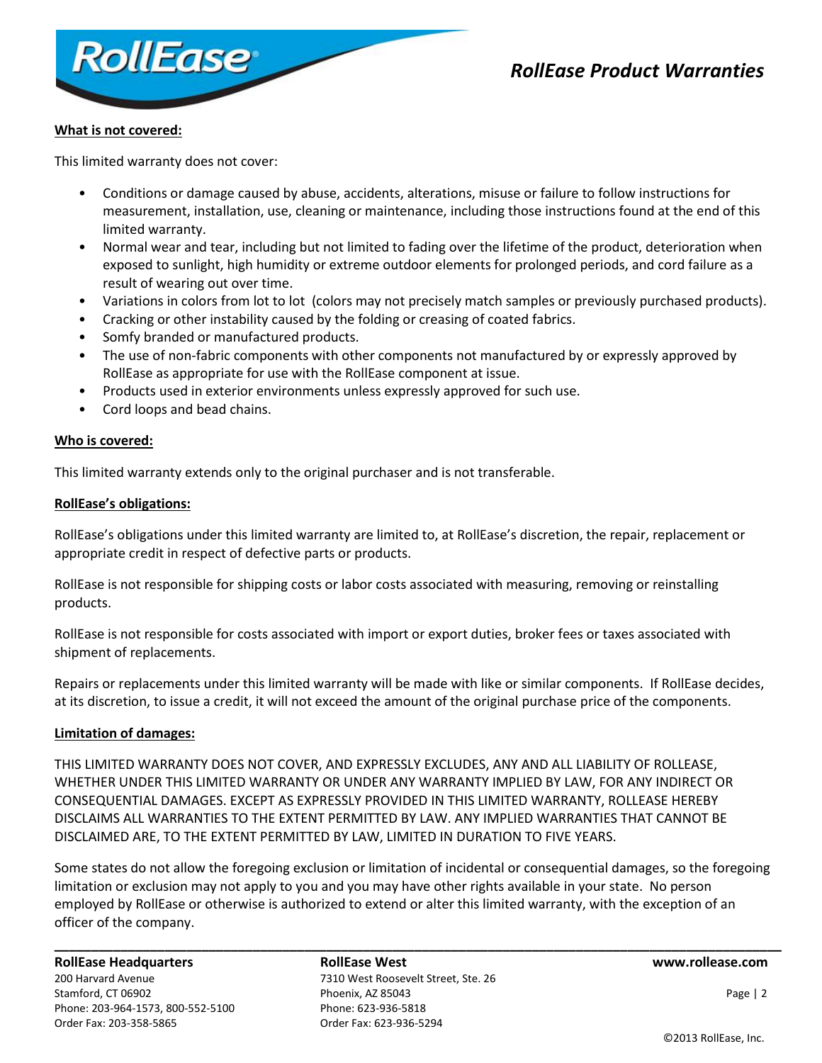**What is not covered:**

This limited warranty does not cover:

- Conditions or damage caused by abuse, accidents, alterations, misuse or failure to follow instructions for measurement, installation, use, cleaning or maintenance, including those instructions found at the end of this limited warranty.
- Normal wear and tear, including but not limited to fading over the lifetime of the product, deterioration when exposed to sunlight, high humidity or extreme outdoor elements for prolonged periods, and cord failure as a result of wearing out over time.
- Variations in colors from lot to lot (colors may not precisely match samples or previously purchased products).
- Cracking or other instability caused by the folding or creasing of coated fabrics.
- Somfy branded or manufactured products.
- The use of non-fabric components with other components not manufactured by or expressly approved by RollEase as appropriate for use with the RollEase component at issue.
- Products used in exterior environments unless expressly approved for such use.
- Cord loops and bead chains.

**Who is covered:**

This limited warranty extends only to the original purchaser and is not transferable.

**RollEase's obligations:**

RollEase's obligations under this limited warranty are limited to, at RollEase's discretion, the repair, replacement or appropriate credit in respect of defective parts or products.

RollEase is not responsible for shipping costs or labor costs associated with measuring, removing or reinstalling products.

RollEase is not responsible for costs associated with import or export duties, broker fees or taxes associated with shipment of replacements.

Repairs or replacements under this limited warranty will be made with like or similar components. If RollEase decides, at its discretion, to issue a credit, it will not exceed the amount of the original purchase price of the components.

**Limitation of damages:**

THIS LIMITED WARRANTY DOES NOT COVER, AND EXPRESSLY EXCLUDES, ANY AND ALL LIABILITY OF ROLLEASE, WHETHER UNDER THIS LIMITED WARRANTY OR UNDER ANY WARRANTY IMPLIED BY LAW, FOR ANY INDIRECT OR CONSEQUENTIAL DAMAGES. EXCEPT AS EXPRESSLY PROVIDED IN THIS LIMITED WARRANTY, ROLLEASE HEREBY DISCLAIMS ALL WARRANTIES TO THE EXTENT PERMITTED BY LAW. ANY IMPLIED WARRANTIES THAT CANNOT BE DISCLAIMED ARE, TO THE EXTENT PERMITTED BY LAW, LIMITED IN DURATION TO FIVE YEARS.

Some states do not allow the foregoing exclusion or limitation of incidental or consequential damages, so the foregoing limitation or exclusion may not apply to you and you may have other rights available in your state. No person employed by RollEase or otherwise is authorized to extend or alter this limited warranty, with the exception of an officer of the company.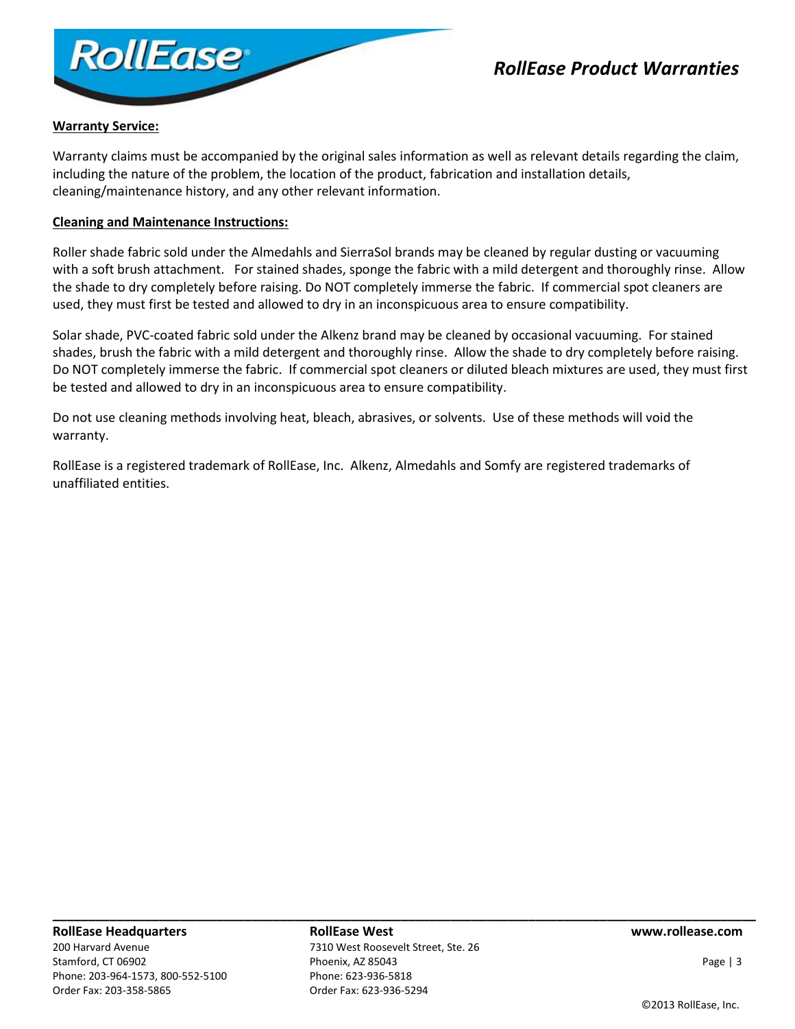**Warranty Service:**

Warranty claims must be accompanied by the original sales information as well as relevant details regarding the claim, including the nature of the problem, the location of the product, fabrication and installation details, cleaning/maintenance history, and any other relevant information.

**Cleaning and Maintenance Instructions:**

Roller shade fabric sold under the Almedahls and SierraSol brands may be cleaned by regular dusting or vacuuming with a soft brush attachment. For stained shades, sponge the fabric with a mild detergent and thoroughly rinse. Allow the shade to dry completely before raising. Do NOT completely immerse the fabric. If commercial spot cleaners are used, they must first be tested and allowed to dry in an inconspicuous area to ensure compatibility.

Solar shade, PVC-coated fabric sold under the Alkenz brand may be cleaned by occasional vacuuming. For stained shades, brush the fabric with a mild detergent and thoroughly rinse. Allow the shade to dry completely before raising. Do NOT completely immerse the fabric. If commercial spot cleaners or diluted bleach mixtures are used, they must first be tested and allowed to dry in an inconspicuous area to ensure compatibility.

Do not use cleaning methods involving heat, bleach, abrasives, or solvents. Use of these methods will void the warranty.

RollEase is a registered trademark of RollEase, Inc. Alkenz, Almedahls and Somfy are registered trademarks of unaffiliated entities.

**RollEase Headquarters**
200 Harvard Avenue
Stamford, CT 06902
Phone: 203-964-1573, 800-552-5100
Order Fax: 203-358-5865

**RollEase West**
7310 West Roosevelt Street, Ste. 26
Phoenix, AZ 85043
Phone: 623-936-5818
Order Fax: 623-936-5294

**www.rollease.com**

©2013 RollEase, Inc.